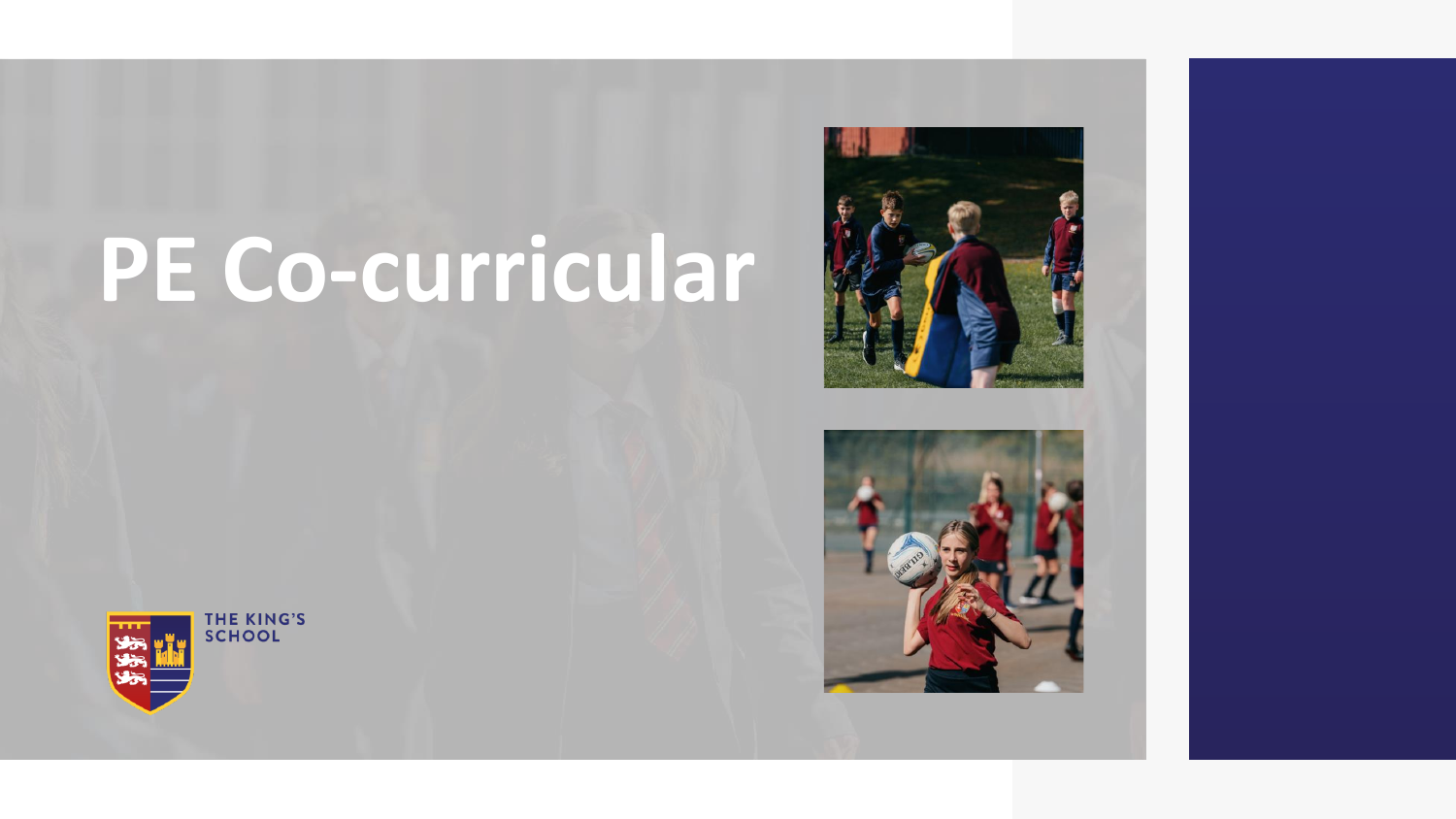# PE Co-curricular

THE KING'S SCHOOL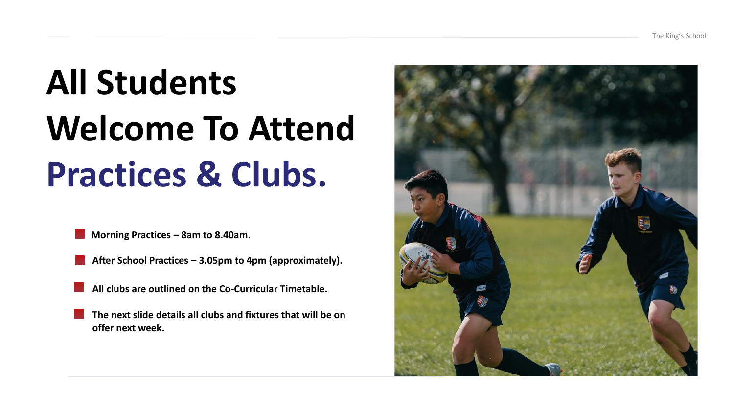# All Students Welcome To Attend Practices & Clubs.

- **Morning Practices – 8am to 8.40am.**
- **After School Practices – 3.05pm to 4pm (approximately).**
- **All clubs are outlined on the Co-Curricular Timetable.**
- **The next slide details all clubs and fixtures that will be on offer next week.**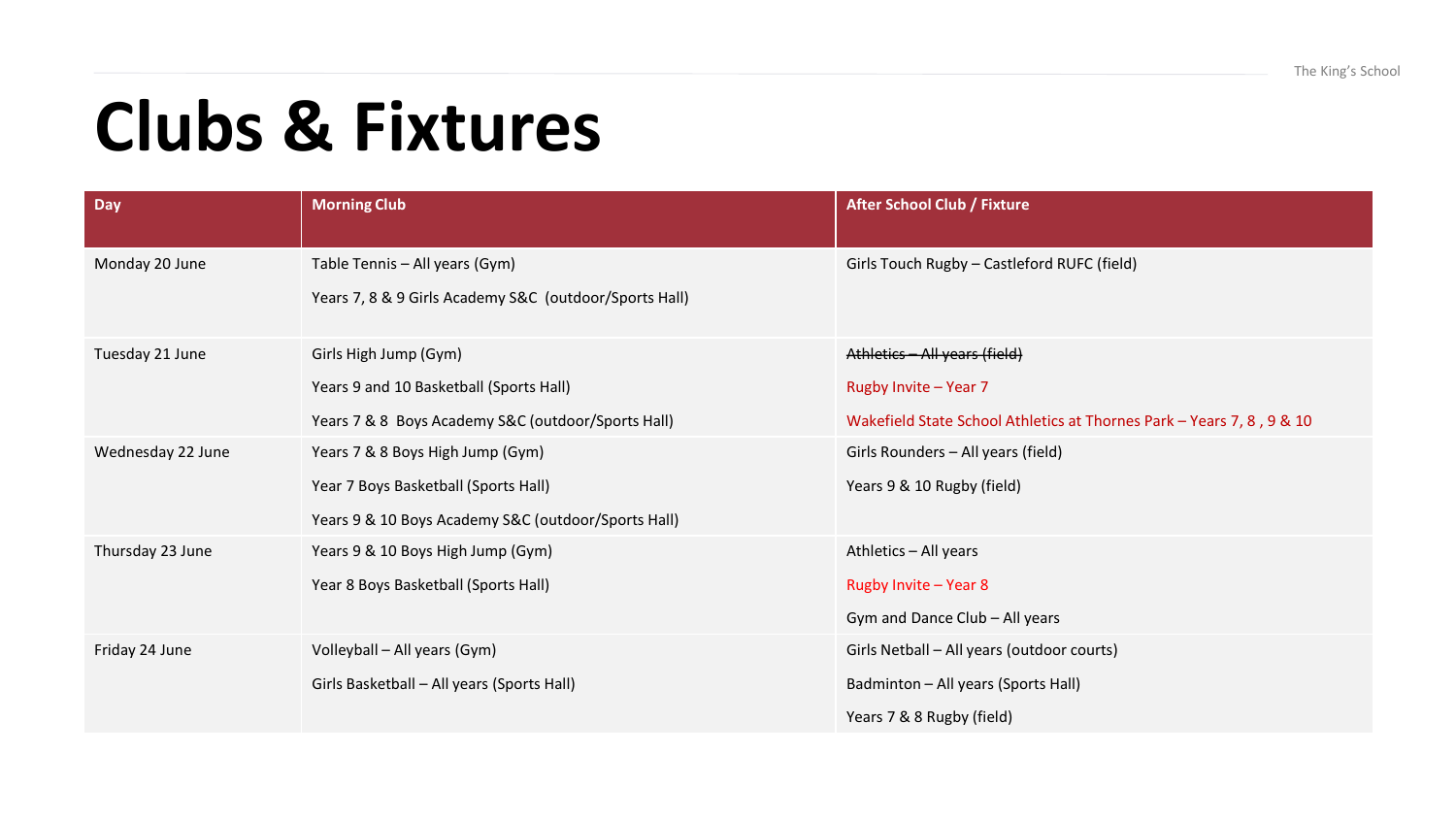# Clubs & Fixtures

| Day | Morning Club | After School Club / Fixture |
|---|---|---|
| Monday 20 June | Table Tennis – All years (Gym)<br>Years 7, 8 & 9 Girls Academy S&C (outdoor/Sports Hall) | Girls Touch Rugby – Castleford RUFC (field) |
| Tuesday 21 June | Girls High Jump (Gym)<br>Years 9 and 10 Basketball (Sports Hall)<br>Years 7 & 8 Boys Academy S&C (outdoor/Sports Hall) | ~~Athletics – All years (field)~~<br>Rugby Invite – Year 7<br>Wakefield State School Athletics at Thornes Park – Years 7, 8 , 9 & 10 |
| Wednesday 22 June | Years 7 & 8 Boys High Jump (Gym)<br>Year 7 Boys Basketball (Sports Hall)<br>Years 9 & 10 Boys Academy S&C (outdoor/Sports Hall) | Girls Rounders – All years (field)<br>Years 9 & 10 Rugby (field) |
| Thursday 23 June | Years 9 & 10 Boys High Jump (Gym)<br>Year 8 Boys Basketball (Sports Hall) | Athletics – All years<br>Rugby Invite – Year 8<br>Gym and Dance Club – All years |
| Friday 24 June | Volleyball – All years (Gym)<br>Girls Basketball – All years (Sports Hall) | Girls Netball – All years (outdoor courts)<br>Badminton – All years (Sports Hall)<br>Years 7 & 8 Rugby (field) |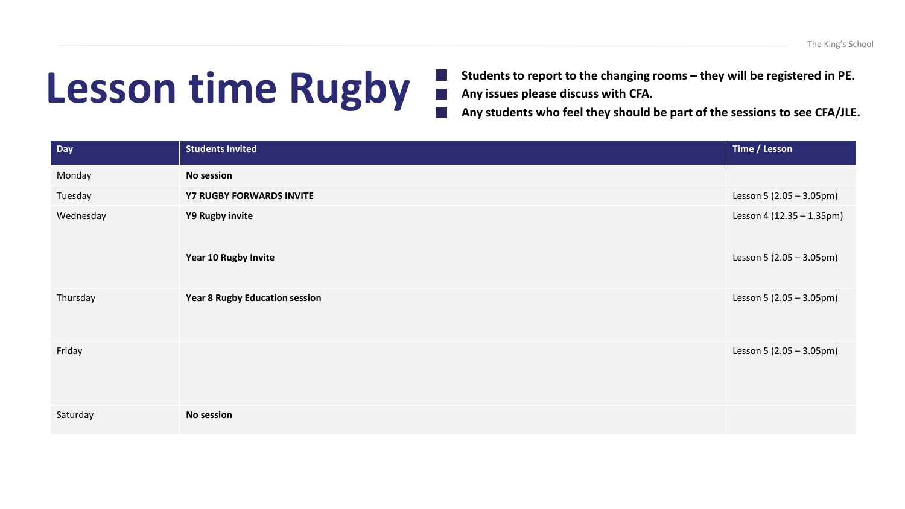# Lesson time Rugby

- **Students to report to the changing rooms – they will be registered in PE.**
- **Any issues please discuss with CFA.**
- **Any students who feel they should be part of the sessions to see CFA/JLE.**

| Day | Students Invited | Time / Lesson |
| --- | --- | --- |
| Monday | **No session** | |
| Tuesday | **Y7 RUGBY FORWARDS INVITE** | Lesson 5 (2.05 – 3.05pm) |
| Wednesday | **Y9 Rugby invite**<br><br>**Year 10 Rugby Invite** | Lesson 4 (12.35 – 1.35pm)<br><br>Lesson 5 (2.05 – 3.05pm) |
| Thursday | **Year 8 Rugby Education session** | Lesson 5 (2.05 – 3.05pm) |
| Friday | | Lesson 5 (2.05 – 3.05pm) |
| Saturday | **No session** | |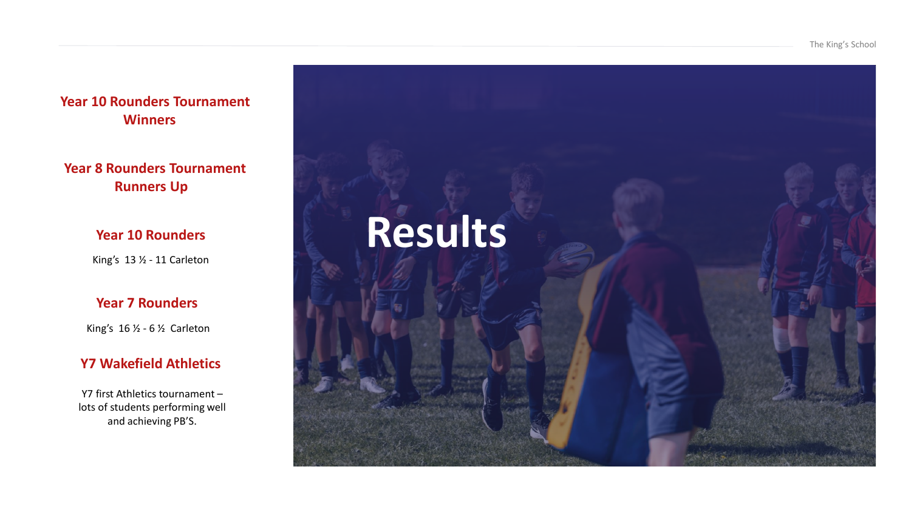# Results

### Year 10 Rounders Tournament Winners

### Year 8 Rounders Tournament Runners Up

### Year 10 Rounders

King's 13 ½ - 11 Carleton

### Year 7 Rounders

King's 16 ½ - 6 ½ Carleton

### Y7 Wakefield Athletics

Y7 first Athletics tournament – lots of students performing well and achieving PB'S.